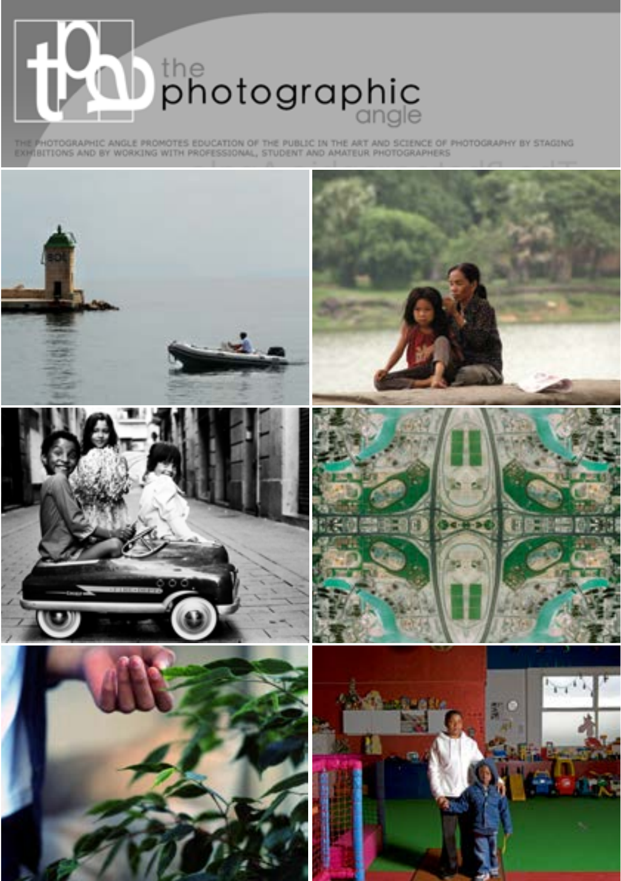# the photographic angle

THE PHOTOGRAPHIC ANGLE PROMOTES EDUCATION OF THE PUBLIC IN THE ART AND SCIENCE OF PHOTOGRAPHY BY STAGING EXHIBITIONS AND BY WORKING WITH PROFESSIONAL, STUDENT AND AMATEUR PHOTOGRAPHERS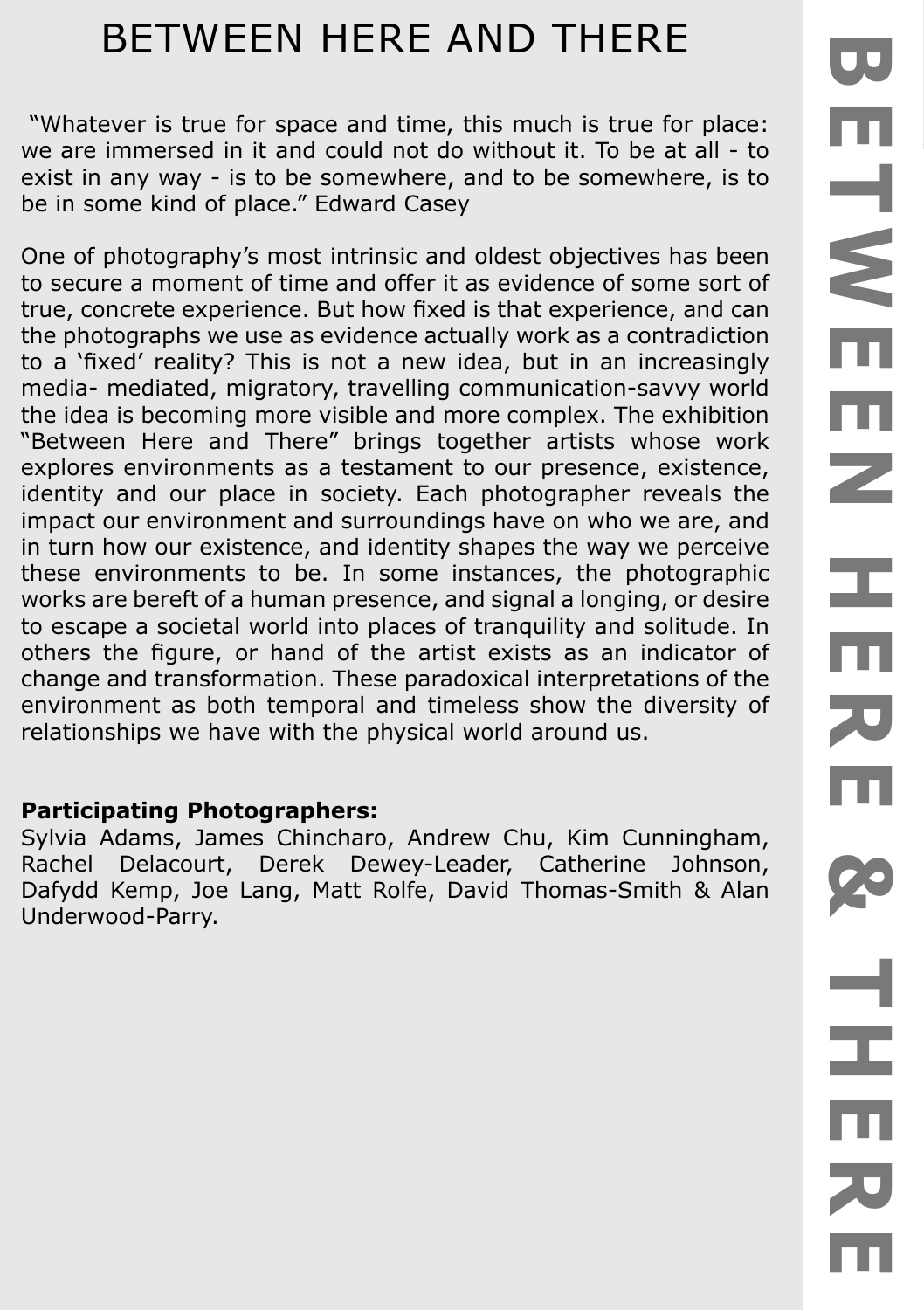# BETWEEN HERE AND THERE

"Whatever is true for space and time, this much is true for place: we are immersed in it and could not do without it. To be at all - to exist in any way - is to be somewhere, and to be somewhere, is to be in some kind of place." Edward Casey

One of photography's most intrinsic and oldest objectives has been to secure a moment of time and offer it as evidence of some sort of true, concrete experience. But how fixed is that experience, and can the photographs we use as evidence actually work as a contradiction to a 'fixed' reality? This is not a new idea, but in an increasingly media- mediated, migratory, travelling communication-savvy world the idea is becoming more visible and more complex. The exhibition "Between Here and There" brings together artists whose work explores environments as a testament to our presence, existence, identity and our place in society. Each photographer reveals the impact our environment and surroundings have on who we are, and in turn how our existence, and identity shapes the way we perceive these environments to be. In some instances, the photographic works are bereft of a human presence, and signal a longing, or desire to escape a societal world into places of tranquility and solitude. In others the figure, or hand of the artist exists as an indicator of change and transformation. These paradoxical interpretations of the environment as both temporal and timeless show the diversity of relationships we have with the physical world around us.

**Participating Photographers:**
Sylvia Adams, James Chincharo, Andrew Chu, Kim Cunningham, Rachel Delacourt, Derek Dewey-Leader, Catherine Johnson, Dafydd Kemp, Joe Lang, Matt Rolfe, David Thomas-Smith & Alan Underwood-Parry.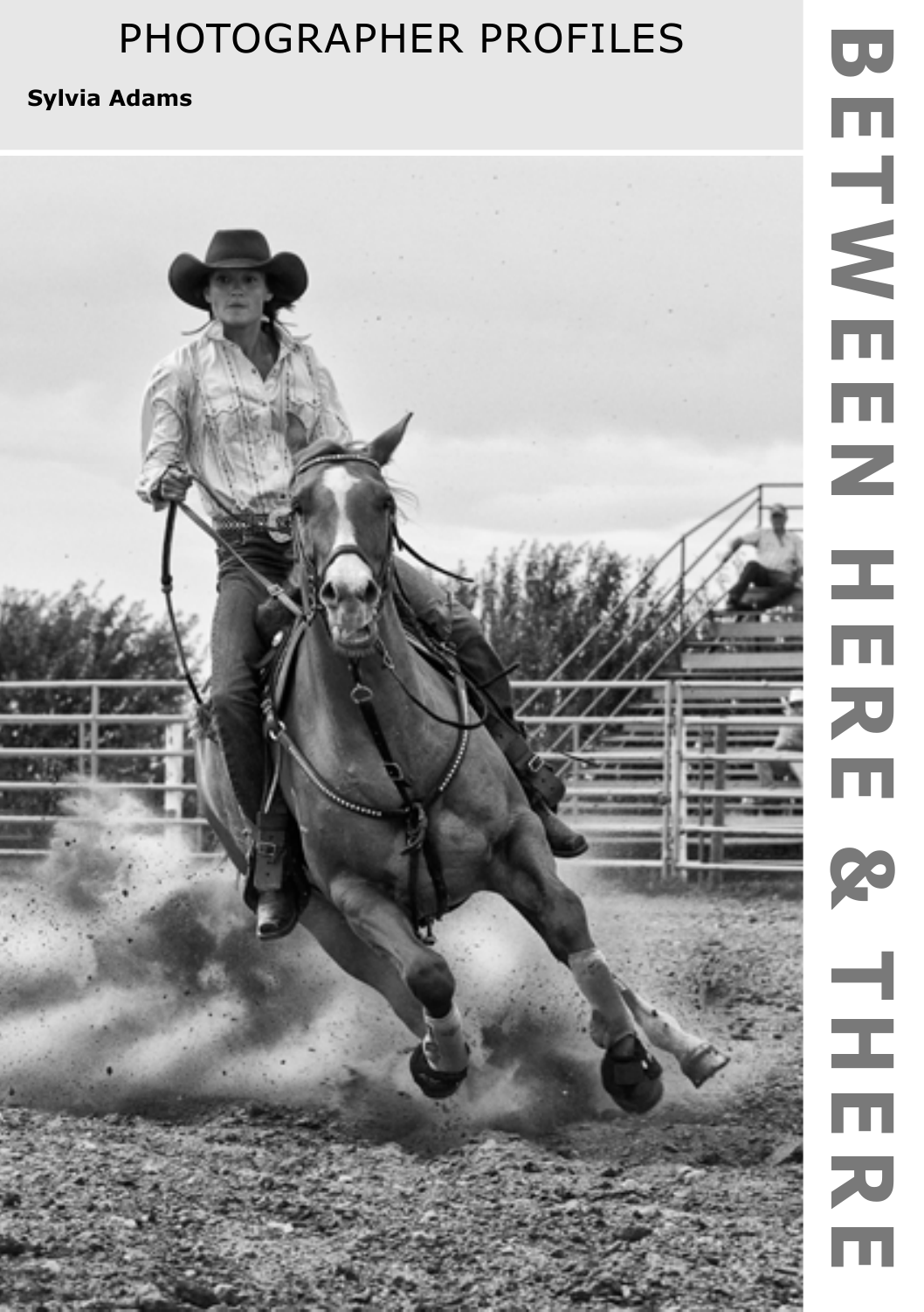# PHOTOGRAPHER PROFILES

**Sylvia Adams**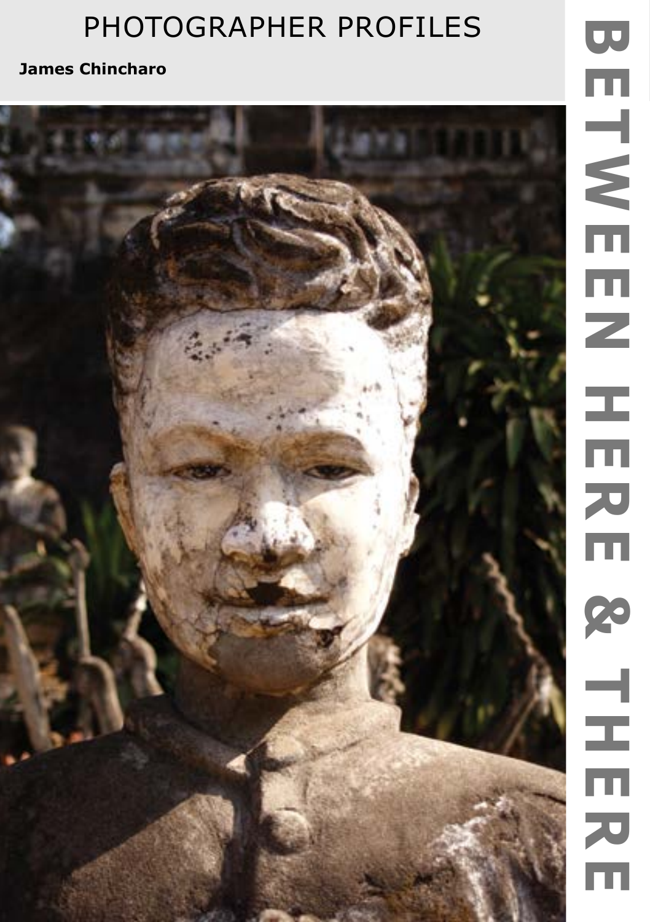# PHOTOGRAPHER PROFILES

**James Chincharo**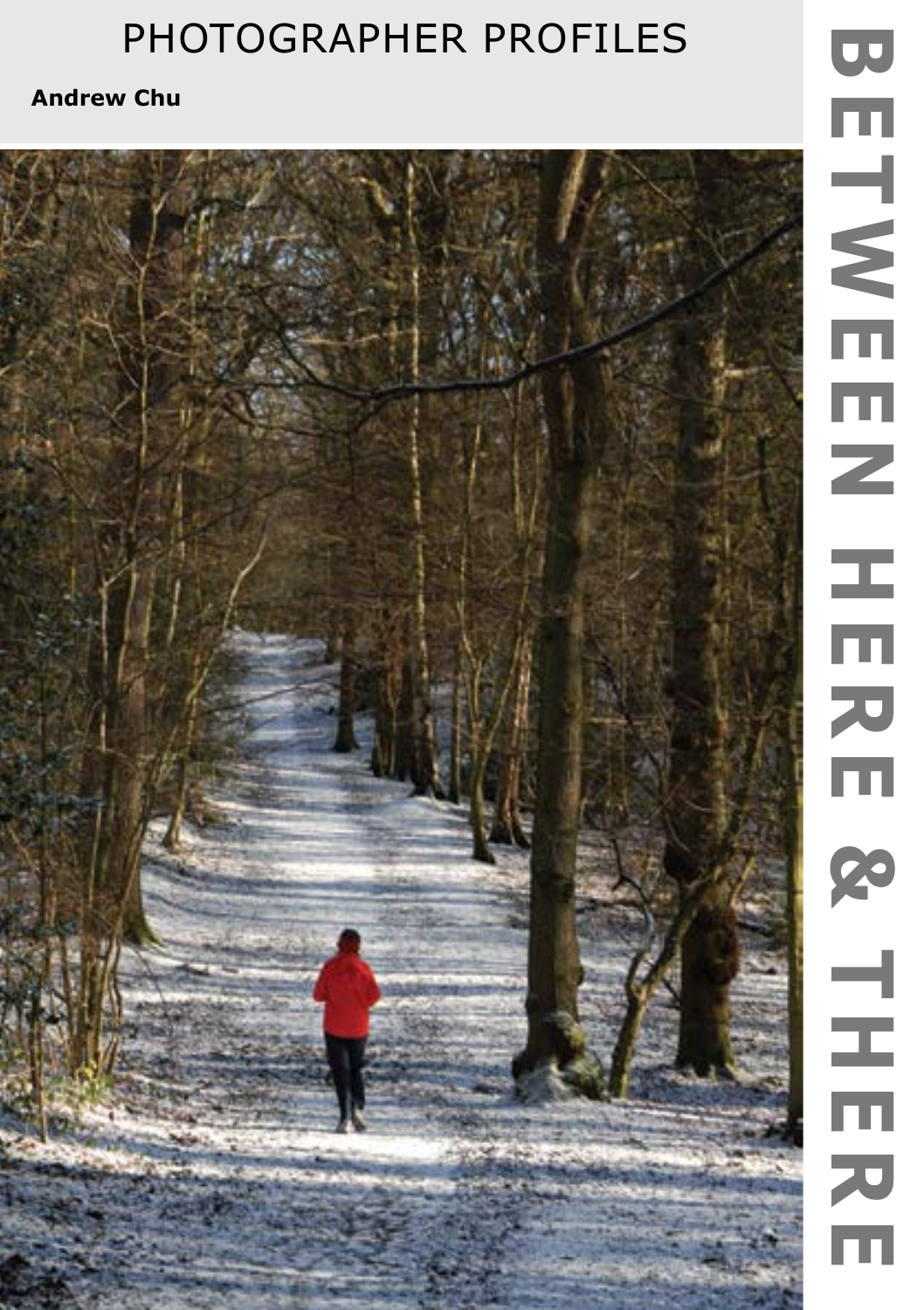# PHOTOGRAPHER PROFILES

**Andrew Chu**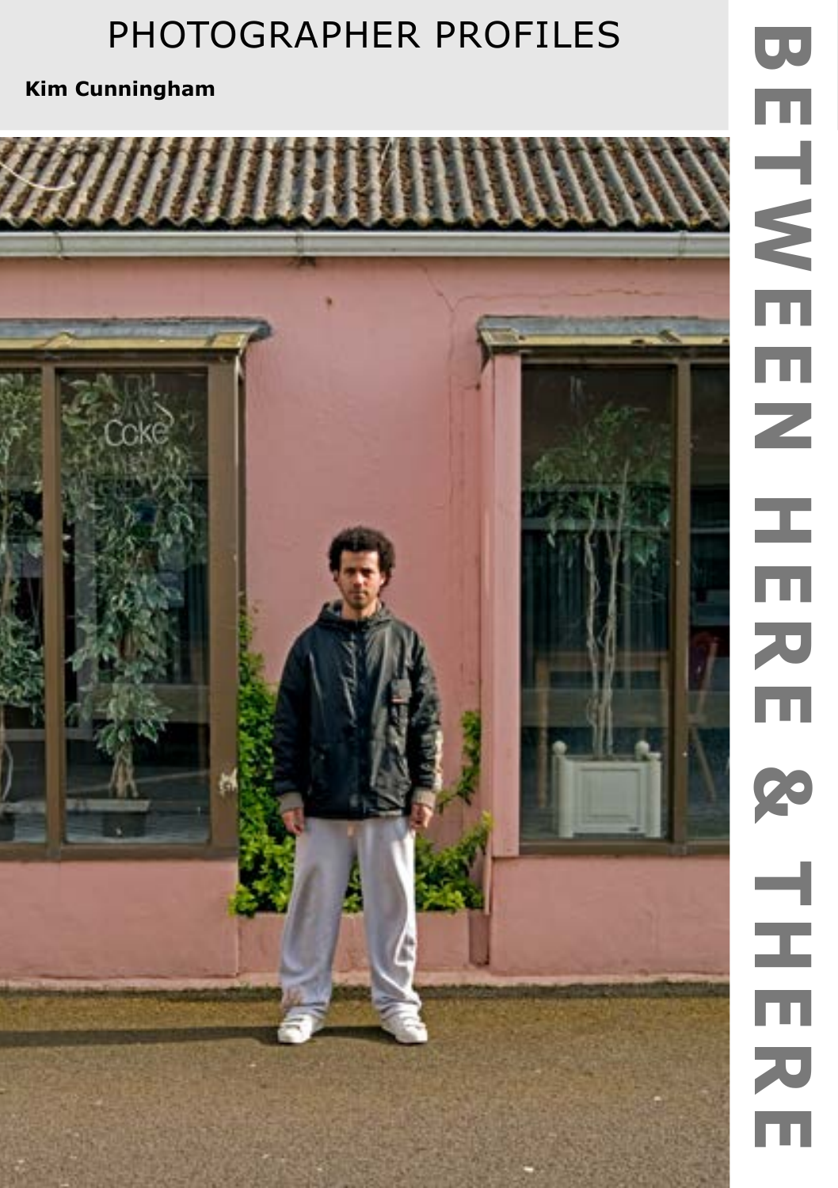# PHOTOGRAPHER PROFILES

**Kim Cunningham**

BETWEEN HERE & THERE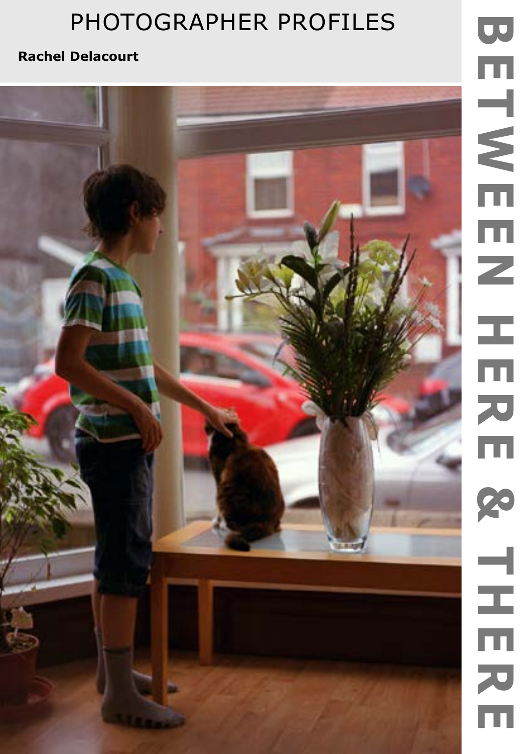# PHOTOGRAPHER PROFILES

**Rachel Delacourt**

BETWEEN HERE & THERE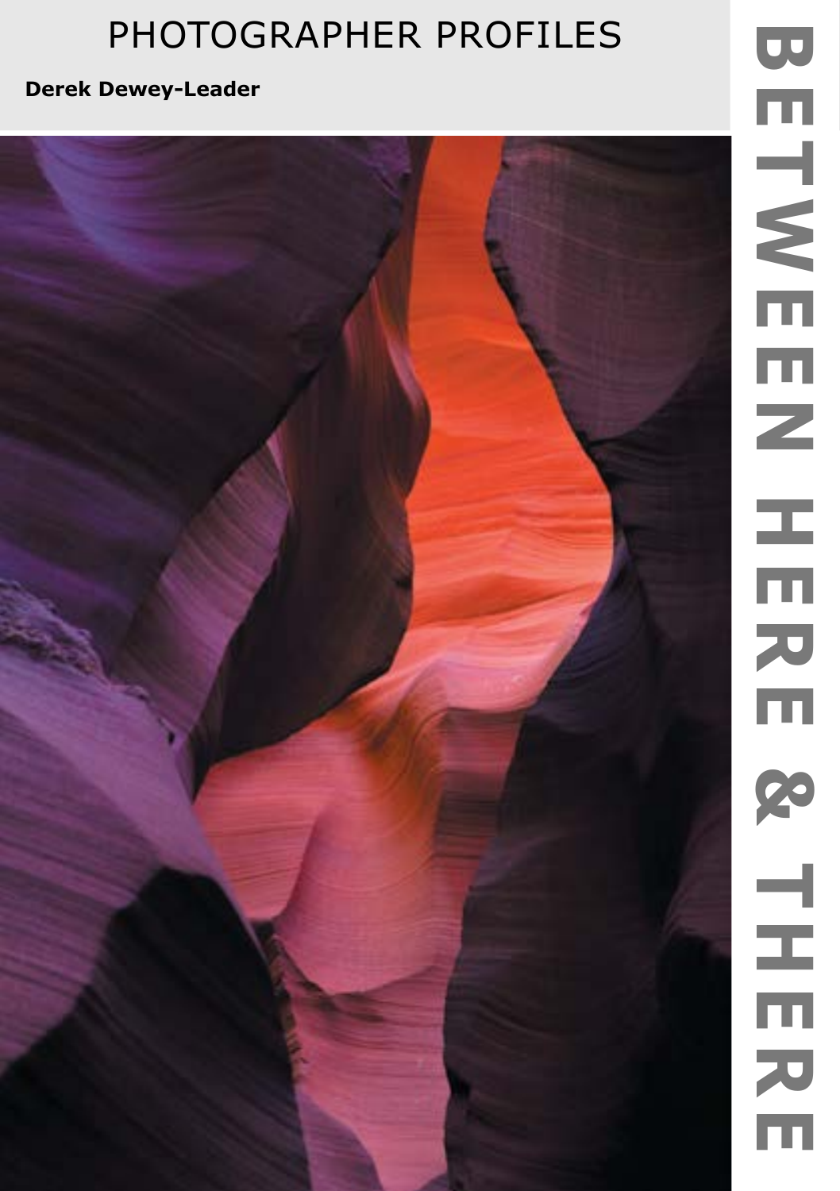# PHOTOGRAPHER PROFILES

**Derek Dewey-Leader**

BETWEEN HERE & THERE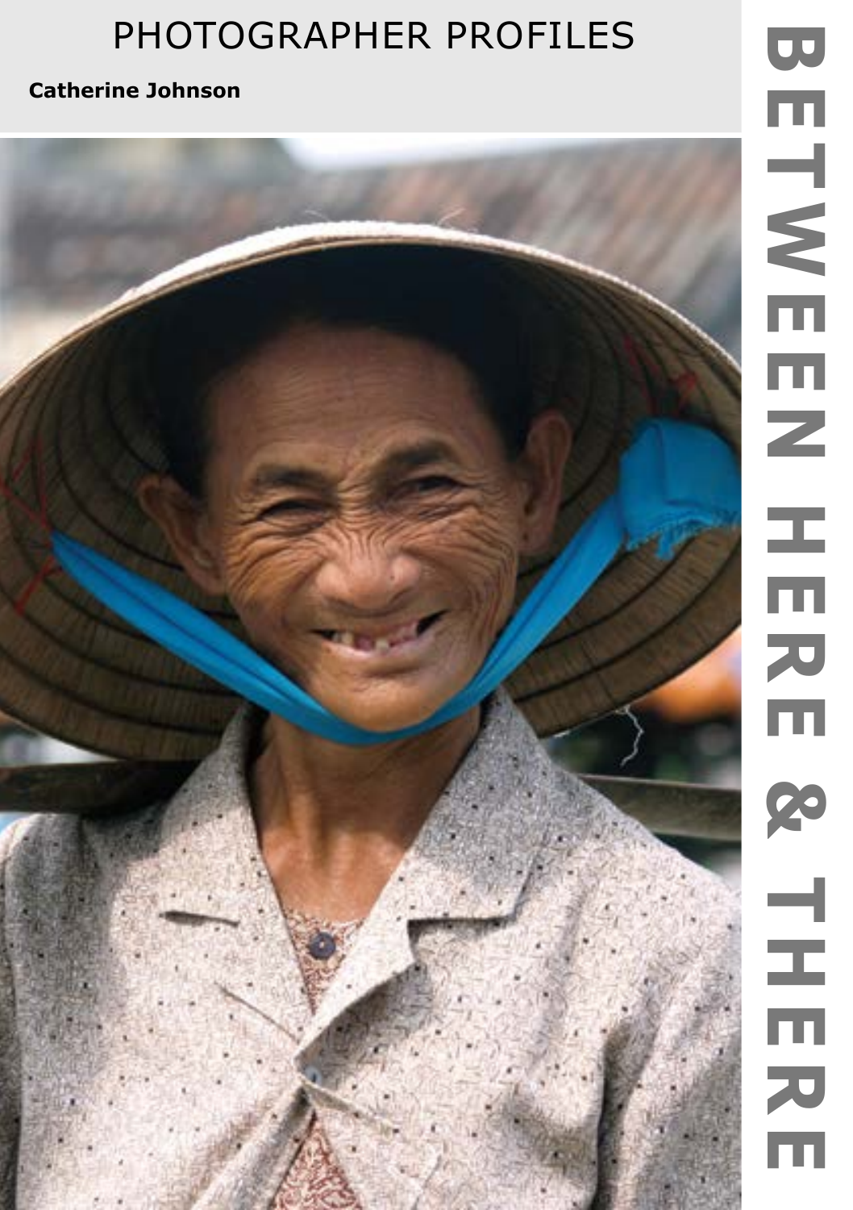# PHOTOGRAPHER PROFILES

**Catherine Johnson**

BETWEEN HERE & THERE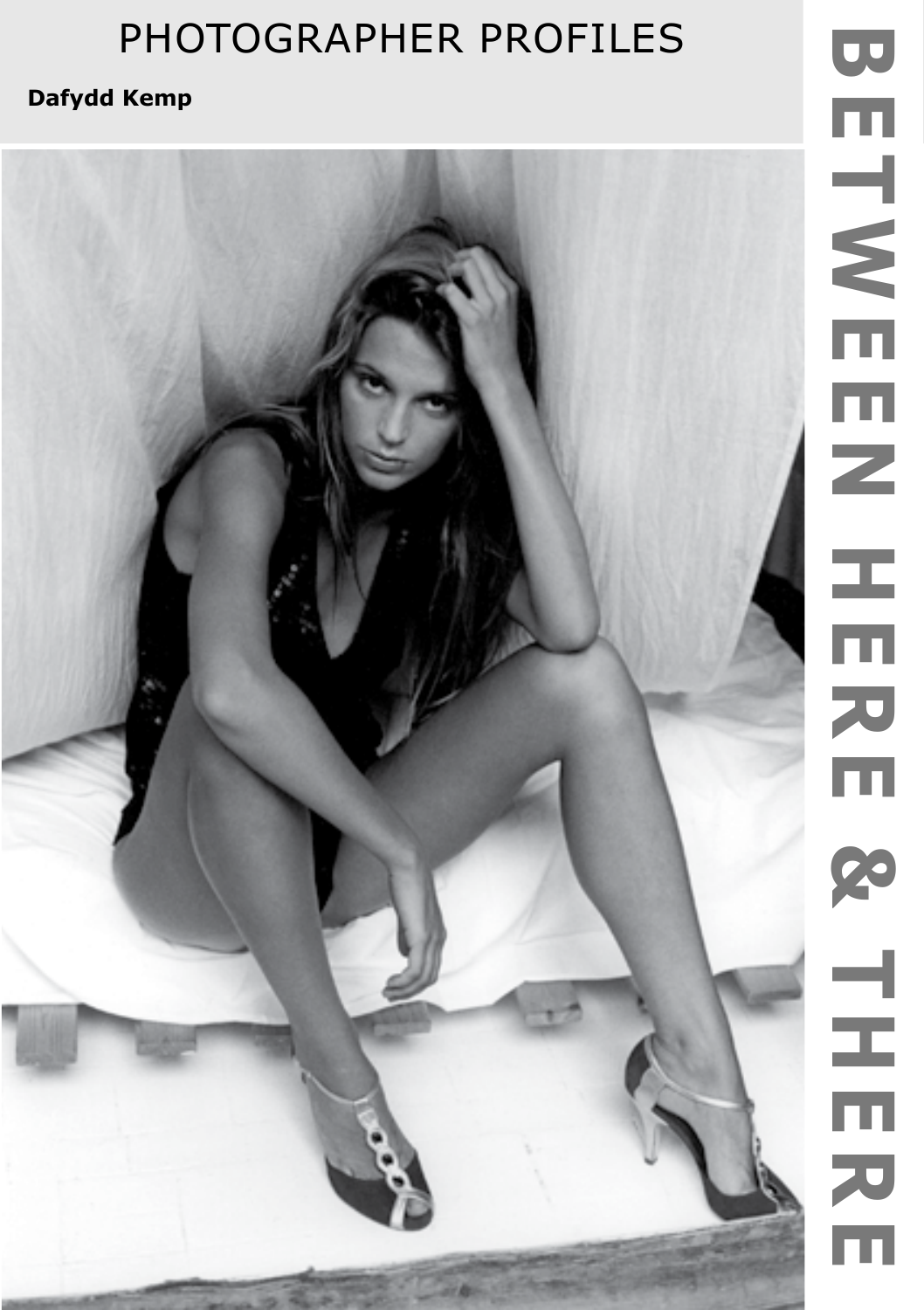# PHOTOGRAPHER PROFILES

**Dafydd Kemp**

BETWEEN HERE & THERE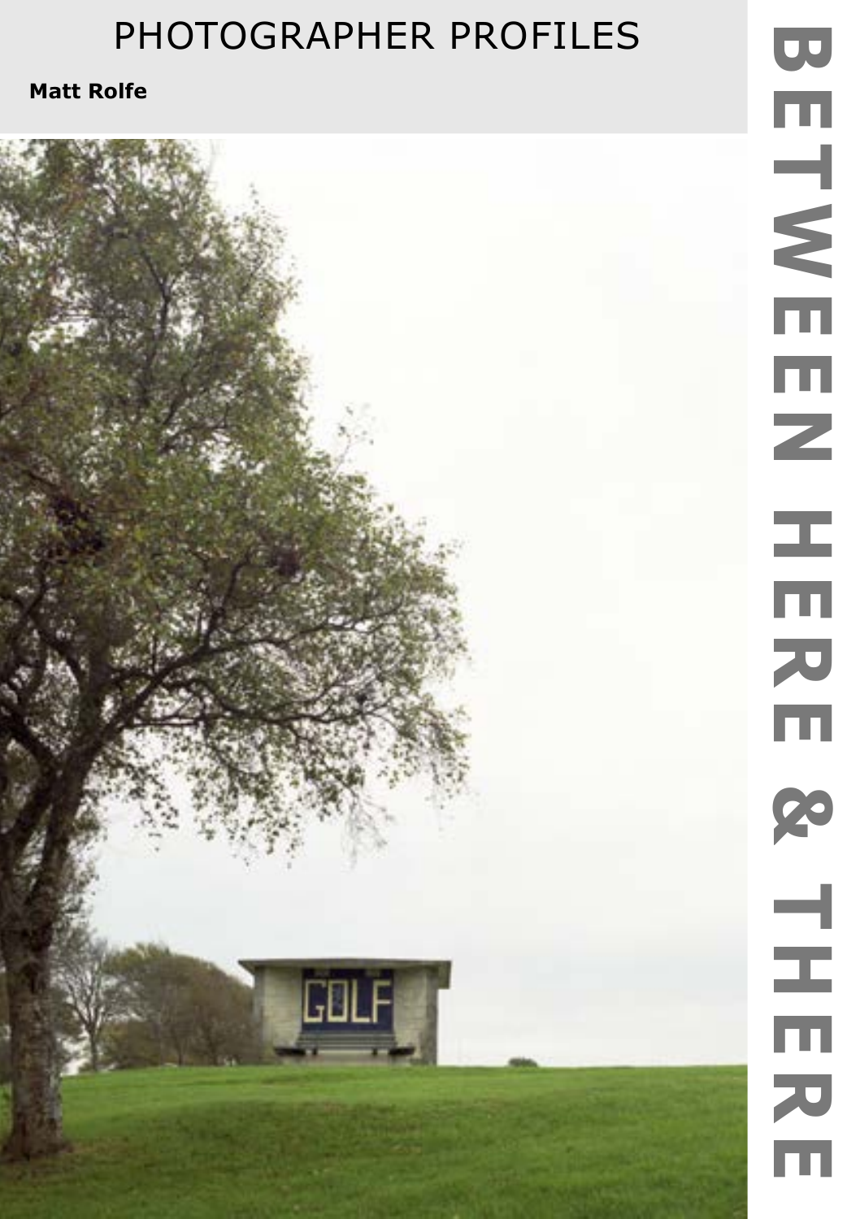# PHOTOGRAPHER PROFILES

**Matt Rolfe**

BETWEEN HERE & THERE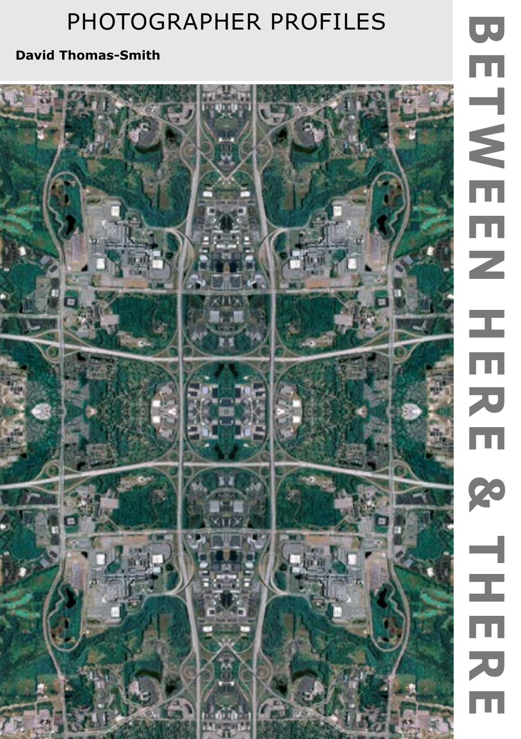# PHOTOGRAPHER PROFILES

**David Thomas-Smith**

BETWEEN HERE & THERE